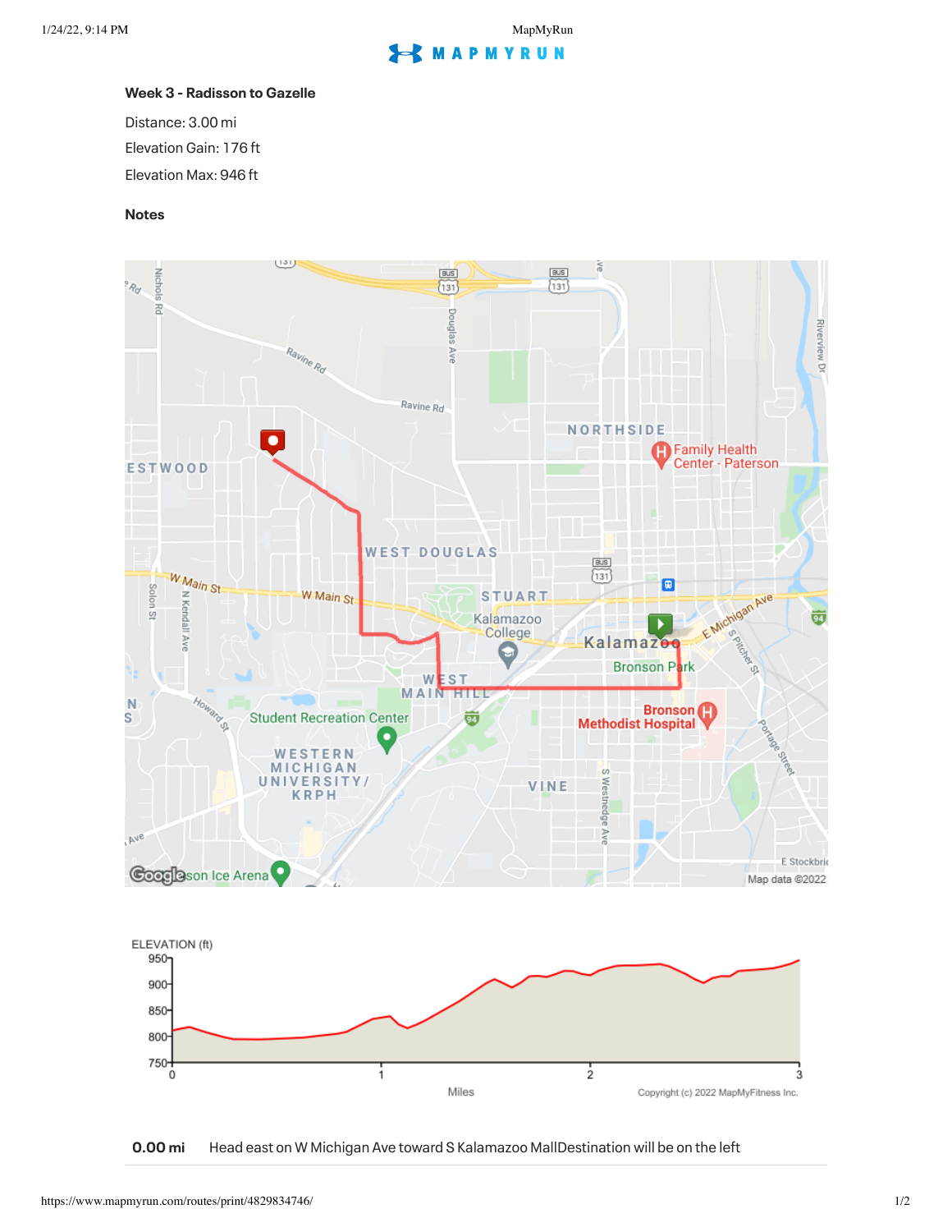**Week 3 - Radisson to Gazelle**

Distance: 3.00 mi

Elevation Gain: 176 ft

Elevation Max: 946 ft

**Notes**

| | |
|---|---|
| **0.00 mi** | Head east on W Michigan Ave toward S Kalamazoo MallDestination will be on the left |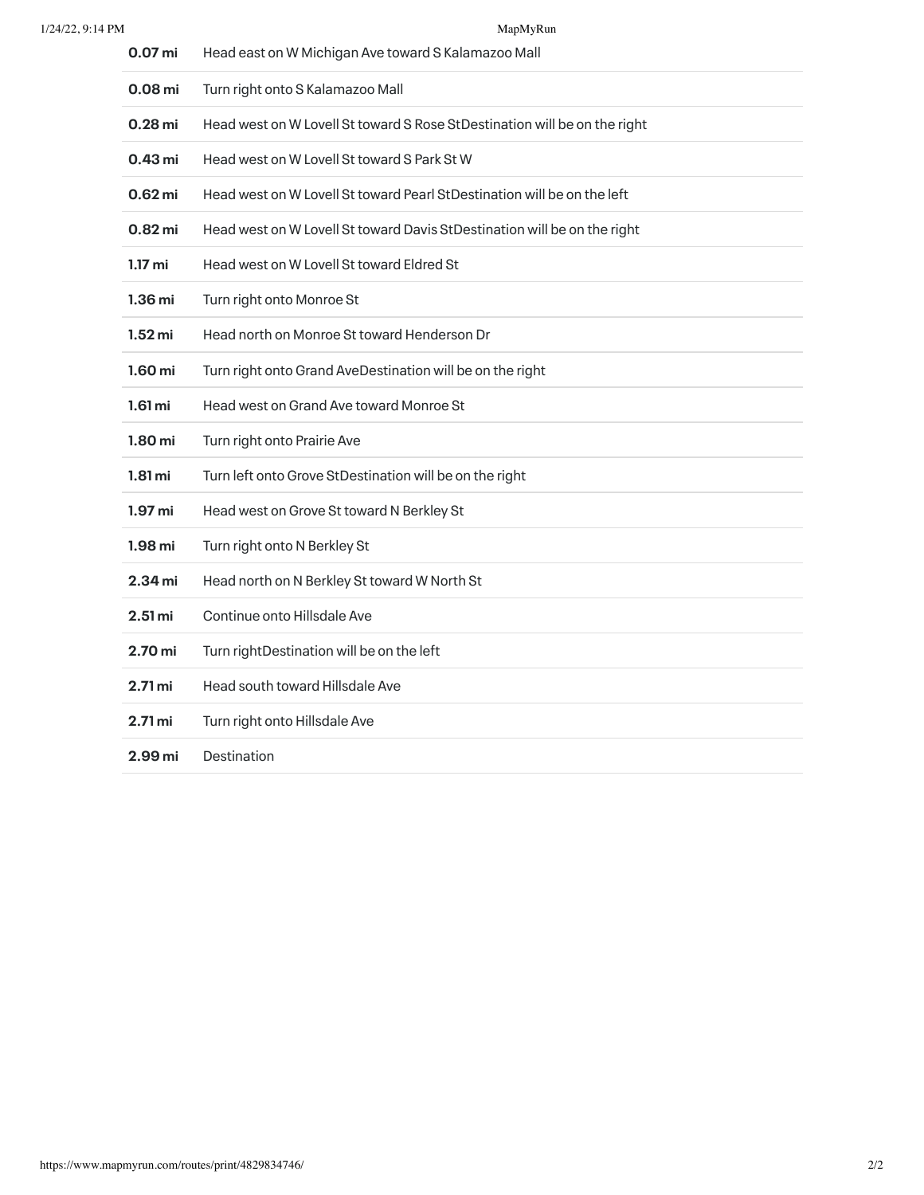| | |
|---|---|
| **0.07 mi** | Head east on W Michigan Ave toward S Kalamazoo Mall |
| **0.08 mi** | Turn right onto S Kalamazoo Mall |
| **0.28 mi** | Head west on W Lovell St toward S Rose StDestination will be on the right |
| **0.43 mi** | Head west on W Lovell St toward S Park St W |
| **0.62 mi** | Head west on W Lovell St toward Pearl StDestination will be on the left |
| **0.82 mi** | Head west on W Lovell St toward Davis StDestination will be on the right |
| **1.17 mi** | Head west on W Lovell St toward Eldred St |
| **1.36 mi** | Turn right onto Monroe St |
| **1.52 mi** | Head north on Monroe St toward Henderson Dr |
| **1.60 mi** | Turn right onto Grand AveDestination will be on the right |
| **1.61 mi** | Head west on Grand Ave toward Monroe St |
| **1.80 mi** | Turn right onto Prairie Ave |
| **1.81 mi** | Turn left onto Grove StDestination will be on the right |
| **1.97 mi** | Head west on Grove St toward N Berkley St |
| **1.98 mi** | Turn right onto N Berkley St |
| **2.34 mi** | Head north on N Berkley St toward W North St |
| **2.51 mi** | Continue onto Hillsdale Ave |
| **2.70 mi** | Turn rightDestination will be on the left |
| **2.71 mi** | Head south toward Hillsdale Ave |
| **2.71 mi** | Turn right onto Hillsdale Ave |
| **2.99 mi** | Destination |